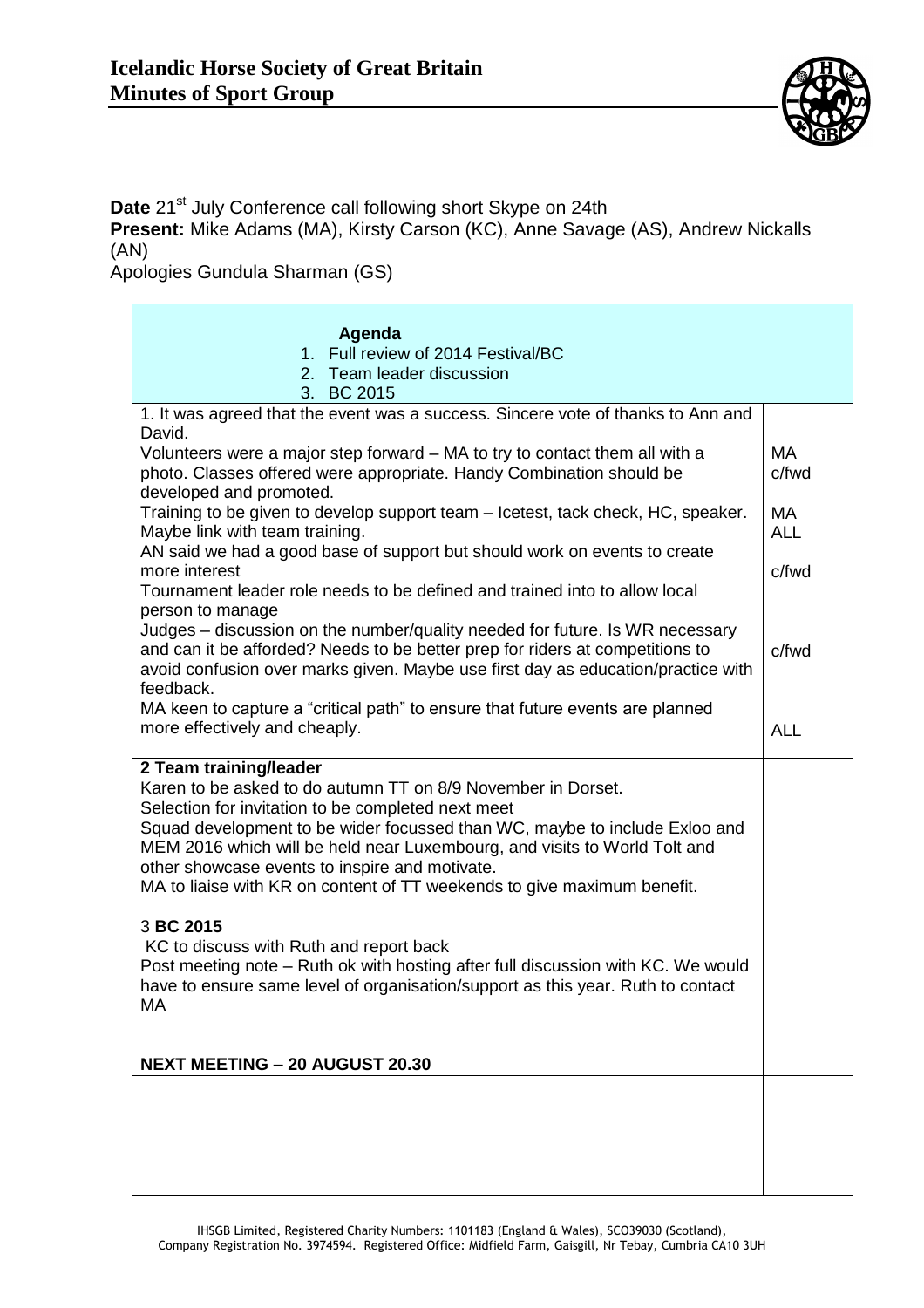# Icelandic Horse Society of Great Britain
## Minutes of Sport Group

**Date** 21st July Conference call following short Skype on 24th
**Present:** Mike Adams (MA), Kirsty Carson (KC), Anne Savage (AS), Andrew Nickalls (AN)
Apologies Gundula Sharman (GS)

| **Agenda**<br>1. Full review of 2014 Festival/BC<br>2. Team leader discussion<br>3. BC 2015 | |
|---|---|
| 1. It was agreed that the event was a success. Sincere vote of thanks to Ann and David.<br>Volunteers were a major step forward – MA to try to contact them all with a photo. Classes offered were appropriate. Handy Combination should be developed and promoted.<br>Training to be given to develop support team – Icetest, tack check, HC, speaker. Maybe link with team training.<br>AN said we had a good base of support but should work on events to create more interest<br>Tournament leader role needs to be defined and trained into to allow local person to manage<br>Judges – discussion on the number/quality needed for future. Is WR necessary and can it be afforded? Needs to be better prep for riders at competitions to avoid confusion over marks given. Maybe use first day as education/practice with feedback.<br>MA keen to capture a "critical path" to ensure that future events are planned more effectively and cheaply. | MA<br>c/fwd<br><br>MA<br>ALL<br><br>c/fwd<br><br><br>c/fwd<br><br><br>ALL |
| **2 Team training/leader**<br>Karen to be asked to do autumn TT on 8/9 November in Dorset.<br>Selection for invitation to be completed next meet<br>Squad development to be wider focussed than WC, maybe to include Exloo and MEM 2016 which will be held near Luxembourg, and visits to World Tolt and other showcase events to inspire and motivate.<br>MA to liaise with KR on content of TT weekends to give maximum benefit.<br><br>3 **BC 2015**<br>KC to discuss with Ruth and report back<br>Post meeting note – Ruth ok with hosting after full discussion with KC. We would have to ensure same level of organisation/support as this year. Ruth to contact MA<br><br>**NEXT MEETING – 20 AUGUST 20.30** | |
| | |

IHSGB Limited, Registered Charity Numbers: 1101183 (England & Wales), SCO39030 (Scotland), Company Registration No. 3974594. Registered Office: Midfield Farm, Gaisgill, Nr Tebay, Cumbria CA10 3UH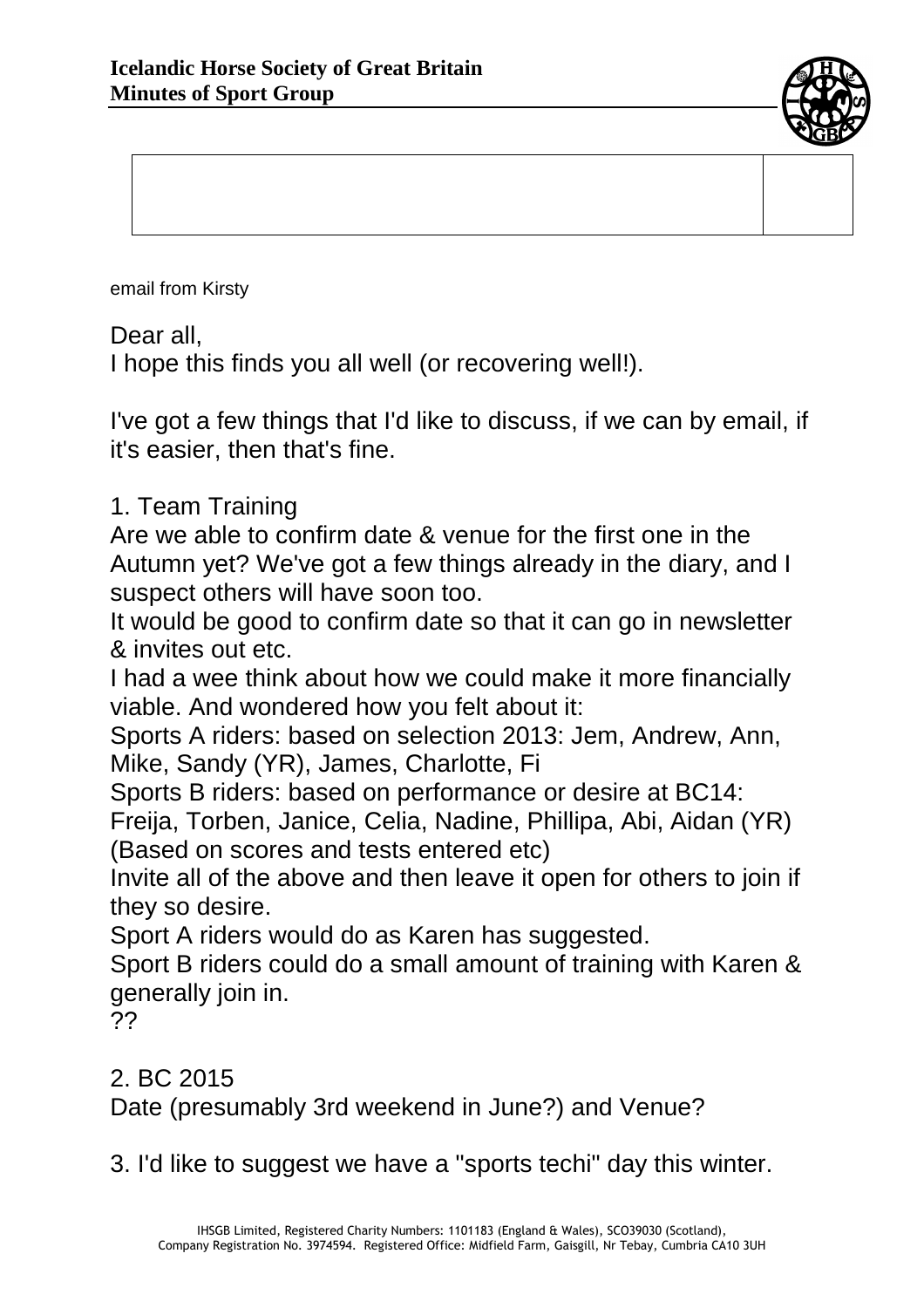email from Kirsty

Dear all,
I hope this finds you all well (or recovering well!).

I've got a few things that I'd like to discuss, if we can by email, if it's easier, then that's fine.

1. Team Training
Are we able to confirm date & venue for the first one in the Autumn yet? We've got a few things already in the diary, and I suspect others will have soon too.
It would be good to confirm date so that it can go in newsletter & invites out etc.
I had a wee think about how we could make it more financially viable. And wondered how you felt about it:
Sports A riders: based on selection 2013: Jem, Andrew, Ann, Mike, Sandy (YR), James, Charlotte, Fi
Sports B riders: based on performance or desire at BC14: Freija, Torben, Janice, Celia, Nadine, Phillipa, Abi, Aidan (YR) (Based on scores and tests entered etc)
Invite all of the above and then leave it open for others to join if they so desire.
Sport A riders would do as Karen has suggested.
Sport B riders could do a small amount of training with Karen & generally join in.
??

2. BC 2015
Date (presumably 3rd weekend in June?) and Venue?

3. I'd like to suggest we have a "sports techi" day this winter.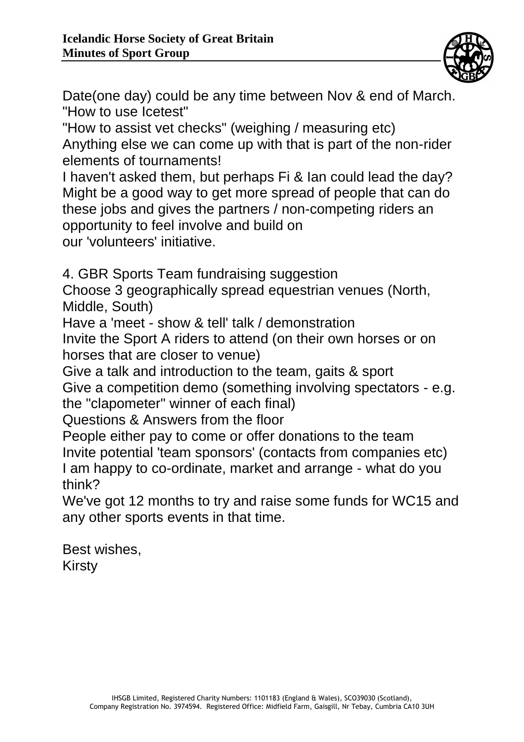Date(one day) could be any time between Nov & end of March.
"How to use Icetest"
"How to assist vet checks" (weighing / measuring etc)
Anything else we can come up with that is part of the non-rider elements of tournaments!
I haven't asked them, but perhaps Fi & Ian could lead the day?
Might be a good way to get more spread of people that can do these jobs and gives the partners / non-competing riders an opportunity to feel involve and build on
our 'volunteers' initiative.

4. GBR Sports Team fundraising suggestion
Choose 3 geographically spread equestrian venues (North, Middle, South)
Have a 'meet - show & tell' talk / demonstration
Invite the Sport A riders to attend (on their own horses or on horses that are closer to venue)
Give a talk and introduction to the team, gaits & sport
Give a competition demo (something involving spectators - e.g. the "clapometer" winner of each final)
Questions & Answers from the floor
People either pay to come or offer donations to the team
Invite potential 'team sponsors' (contacts from companies etc)
I am happy to co-ordinate, market and arrange - what do you think?
We've got 12 months to try and raise some funds for WC15 and any other sports events in that time.

Best wishes,
Kirsty